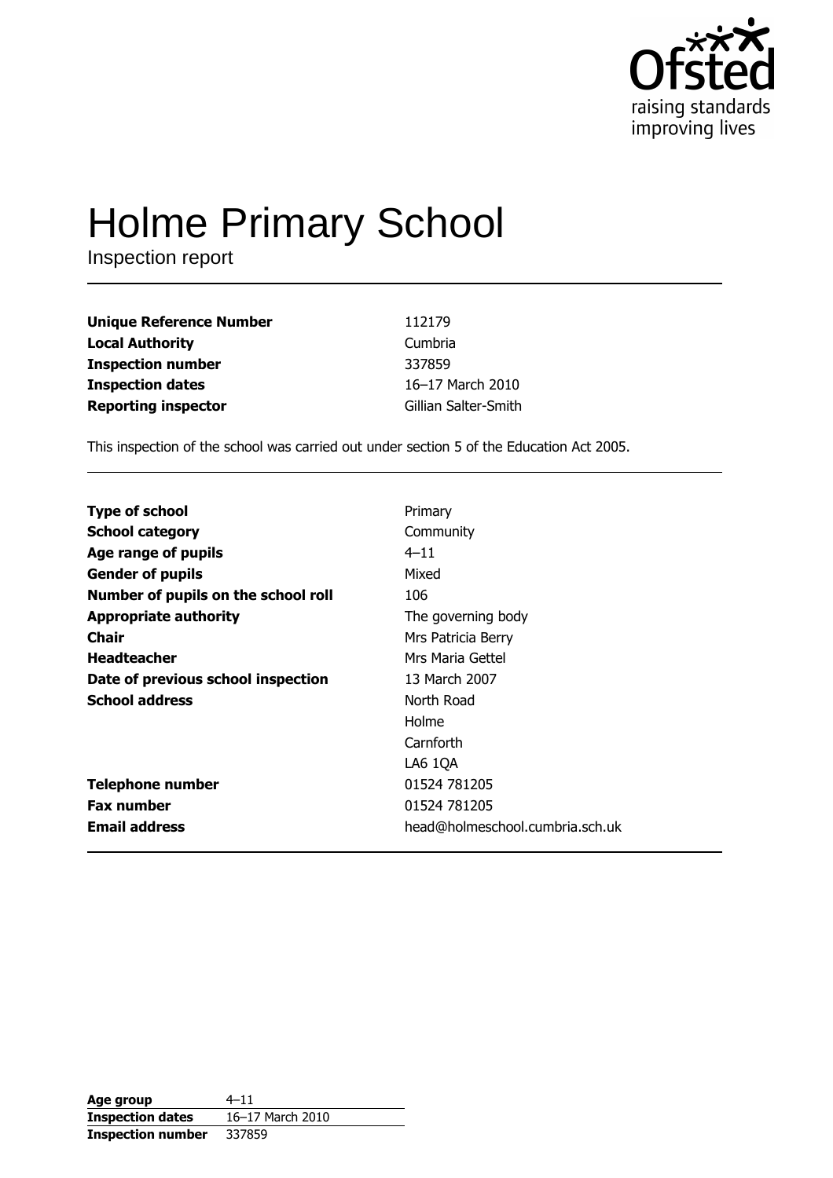Ofsted
raising standards
improving lives

# Holme Primary School

Inspection report

| | |
|---|---|
| **Unique Reference Number** | 112179 |
| **Local Authority** | Cumbria |
| **Inspection number** | 337859 |
| **Inspection dates** | 16–17 March 2010 |
| **Reporting inspector** | Gillian Salter-Smith |

This inspection of the school was carried out under section 5 of the Education Act 2005.

| | |
|---|---|
| **Type of school** | Primary |
| **School category** | Community |
| **Age range of pupils** | 4–11 |
| **Gender of pupils** | Mixed |
| **Number of pupils on the school roll** | 106 |
| **Appropriate authority** | The governing body |
| **Chair** | Mrs Patricia Berry |
| **Headteacher** | Mrs Maria Gettel |
| **Date of previous school inspection** | 13 March 2007 |
| **School address** | North Road<br>Holme<br>Carnforth<br>LA6 1QA |
| **Telephone number** | 01524 781205 |
| **Fax number** | 01524 781205 |
| **Email address** | head@holmeschool.cumbria.sch.uk |

| | |
|---|---|
| **Age group** | 4–11 |
| **Inspection dates** | 16–17 March 2010 |
| **Inspection number** | 337859 |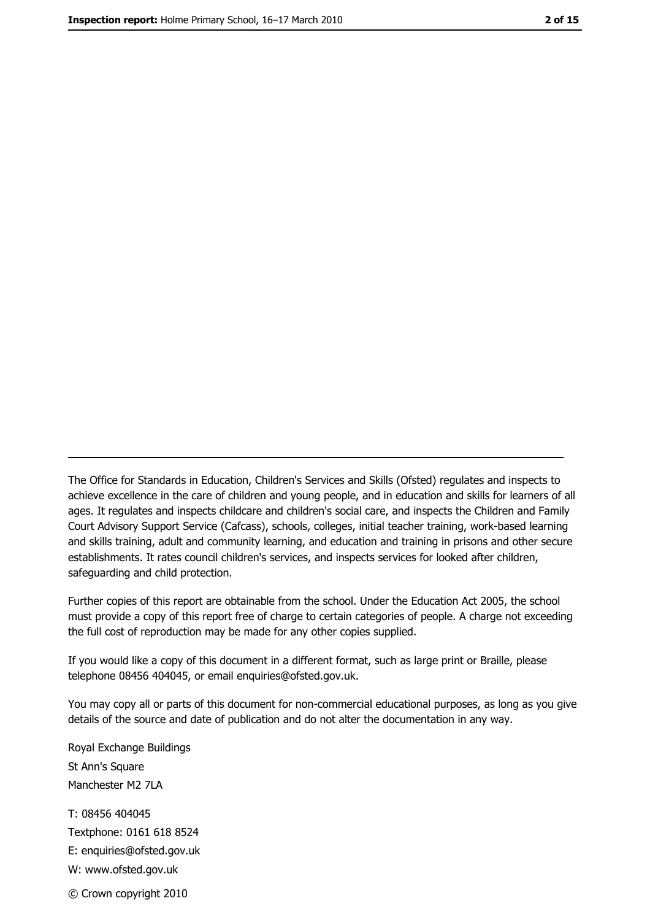The Office for Standards in Education, Children's Services and Skills (Ofsted) regulates and inspects to achieve excellence in the care of children and young people, and in education and skills for learners of all ages. It regulates and inspects childcare and children's social care, and inspects the Children and Family Court Advisory Support Service (Cafcass), schools, colleges, initial teacher training, work-based learning and skills training, adult and community learning, and education and training in prisons and other secure establishments. It rates council children's services, and inspects services for looked after children, safeguarding and child protection.

Further copies of this report are obtainable from the school. Under the Education Act 2005, the school must provide a copy of this report free of charge to certain categories of people. A charge not exceeding the full cost of reproduction may be made for any other copies supplied.

If you would like a copy of this document in a different format, such as large print or Braille, please telephone 08456 404045, or email enquiries@ofsted.gov.uk.

You may copy all or parts of this document for non-commercial educational purposes, as long as you give details of the source and date of publication and do not alter the documentation in any way.

Royal Exchange Buildings
St Ann's Square
Manchester M2 7LA

T: 08456 404045
Textphone: 0161 618 8524
E: enquiries@ofsted.gov.uk
W: www.ofsted.gov.uk

© Crown copyright 2010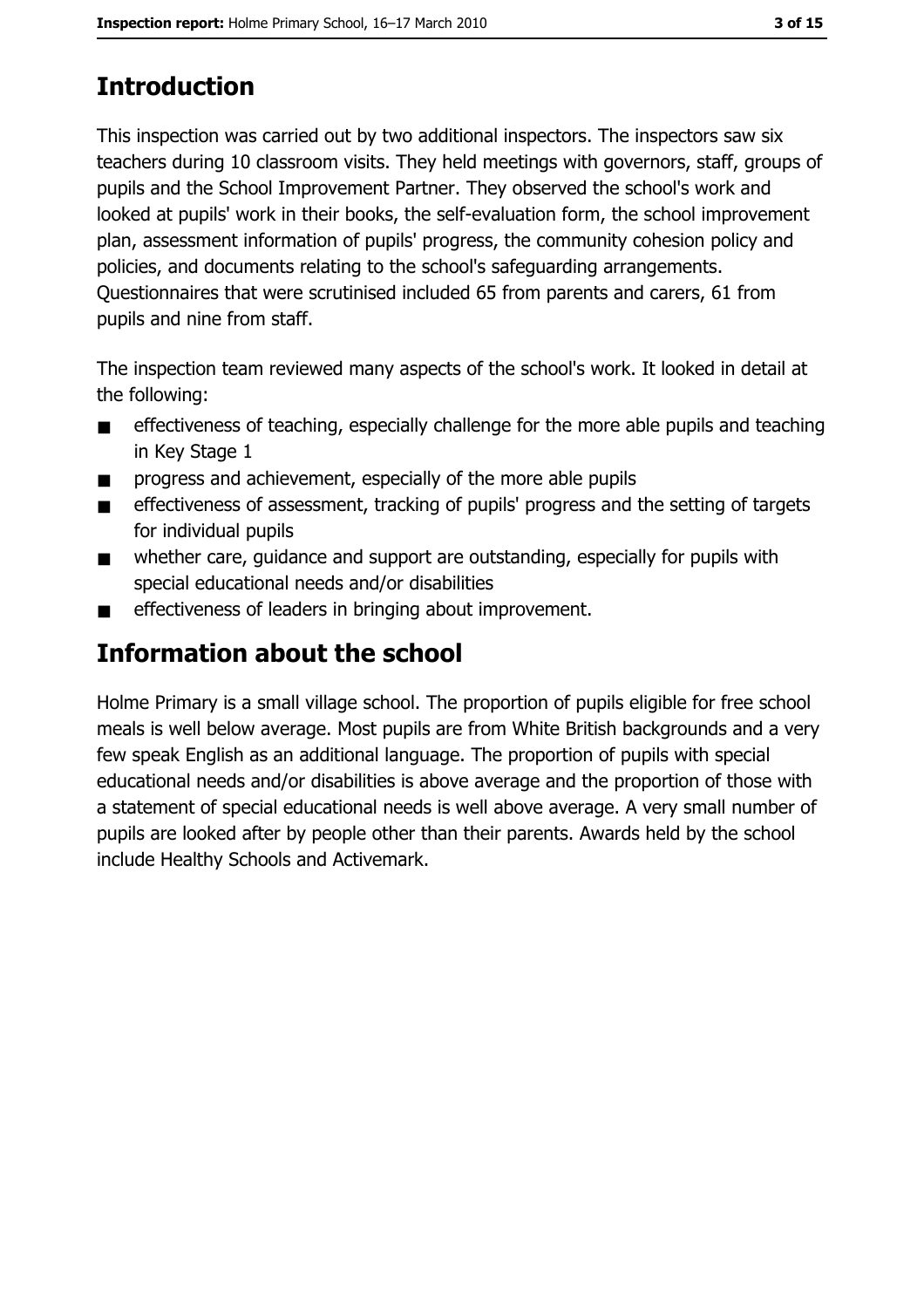# Introduction

This inspection was carried out by two additional inspectors. The inspectors saw six teachers during 10 classroom visits. They held meetings with governors, staff, groups of pupils and the School Improvement Partner. They observed the school's work and looked at pupils' work in their books, the self-evaluation form, the school improvement plan, assessment information of pupils' progress, the community cohesion policy and policies, and documents relating to the school's safeguarding arrangements. Questionnaires that were scrutinised included 65 from parents and carers, 61 from pupils and nine from staff.

The inspection team reviewed many aspects of the school's work. It looked in detail at the following:

- effectiveness of teaching, especially challenge for the more able pupils and teaching in Key Stage 1
- progress and achievement, especially of the more able pupils
- effectiveness of assessment, tracking of pupils' progress and the setting of targets for individual pupils
- whether care, guidance and support are outstanding, especially for pupils with special educational needs and/or disabilities
- effectiveness of leaders in bringing about improvement.

# Information about the school

Holme Primary is a small village school. The proportion of pupils eligible for free school meals is well below average. Most pupils are from White British backgrounds and a very few speak English as an additional language. The proportion of pupils with special educational needs and/or disabilities is above average and the proportion of those with a statement of special educational needs is well above average. A very small number of pupils are looked after by people other than their parents. Awards held by the school include Healthy Schools and Activemark.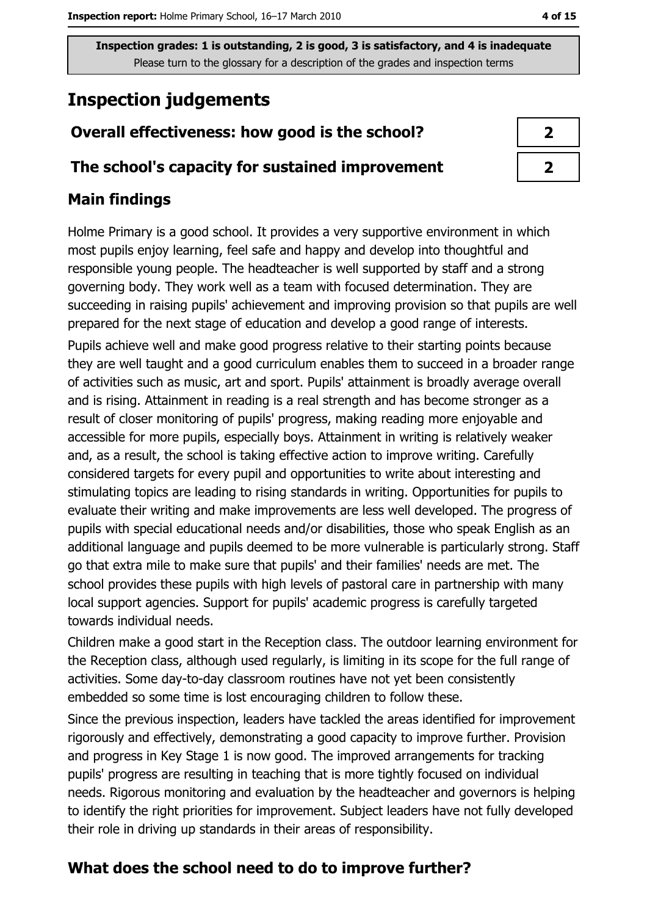Inspection grades: 1 is outstanding, 2 is good, 3 is satisfactory, and 4 is inadequate
Please turn to the glossary for a description of the grades and inspection terms

# Inspection judgements

| | |
|---|---|
| **Overall effectiveness: how good is the school?** | **2** |
| **The school's capacity for sustained improvement** | **2** |

## Main findings

Holme Primary is a good school. It provides a very supportive environment in which most pupils enjoy learning, feel safe and happy and develop into thoughtful and responsible young people. The headteacher is well supported by staff and a strong governing body. They work well as a team with focused determination. They are succeeding in raising pupils' achievement and improving provision so that pupils are well prepared for the next stage of education and develop a good range of interests.

Pupils achieve well and make good progress relative to their starting points because they are well taught and a good curriculum enables them to succeed in a broader range of activities such as music, art and sport. Pupils' attainment is broadly average overall and is rising. Attainment in reading is a real strength and has become stronger as a result of closer monitoring of pupils' progress, making reading more enjoyable and accessible for more pupils, especially boys. Attainment in writing is relatively weaker and, as a result, the school is taking effective action to improve writing. Carefully considered targets for every pupil and opportunities to write about interesting and stimulating topics are leading to rising standards in writing. Opportunities for pupils to evaluate their writing and make improvements are less well developed. The progress of pupils with special educational needs and/or disabilities, those who speak English as an additional language and pupils deemed to be more vulnerable is particularly strong. Staff go that extra mile to make sure that pupils' and their families' needs are met. The school provides these pupils with high levels of pastoral care in partnership with many local support agencies. Support for pupils' academic progress is carefully targeted towards individual needs.

Children make a good start in the Reception class. The outdoor learning environment for the Reception class, although used regularly, is limiting in its scope for the full range of activities. Some day-to-day classroom routines have not yet been consistently embedded so some time is lost encouraging children to follow these.

Since the previous inspection, leaders have tackled the areas identified for improvement rigorously and effectively, demonstrating a good capacity to improve further. Provision and progress in Key Stage 1 is now good. The improved arrangements for tracking pupils' progress are resulting in teaching that is more tightly focused on individual needs. Rigorous monitoring and evaluation by the headteacher and governors is helping to identify the right priorities for improvement. Subject leaders have not fully developed their role in driving up standards in their areas of responsibility.

## What does the school need to do to improve further?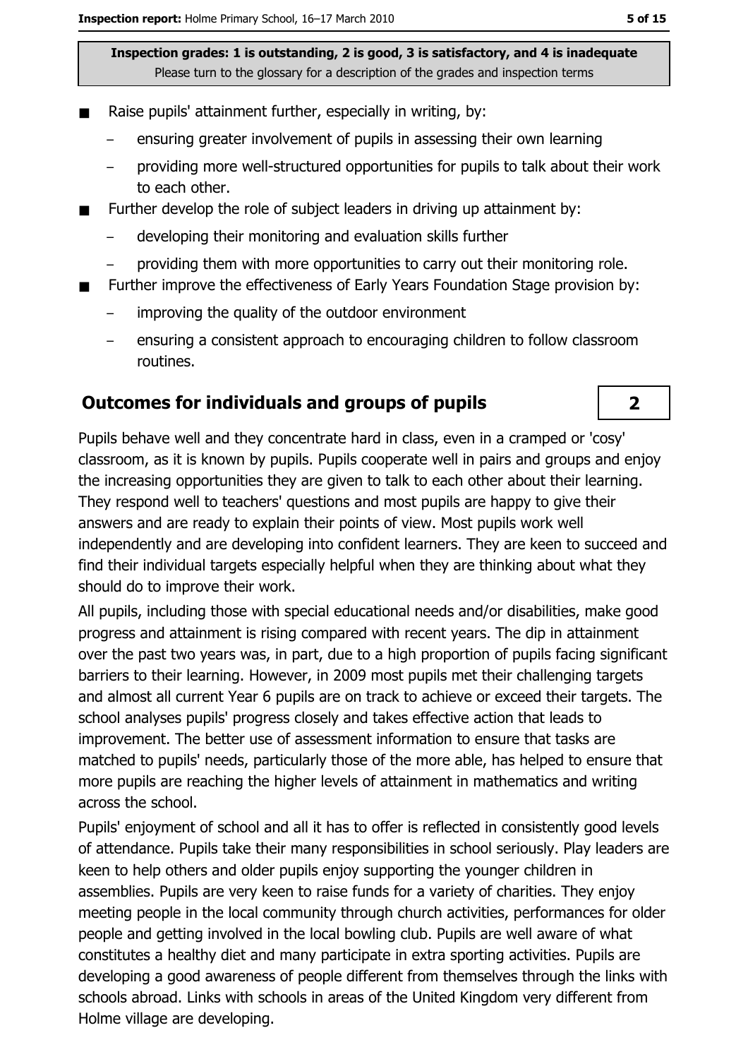- Raise pupils' attainment further, especially in writing, by:
  - ensuring greater involvement of pupils in assessing their own learning
  - providing more well-structured opportunities for pupils to talk about their work to each other.
- Further develop the role of subject leaders in driving up attainment by:
  - developing their monitoring and evaluation skills further
  - providing them with more opportunities to carry out their monitoring role.
- Further improve the effectiveness of Early Years Foundation Stage provision by:
  - improving the quality of the outdoor environment
  - ensuring a consistent approach to encouraging children to follow classroom routines.

## Outcomes for individuals and groups of pupils — 2

Pupils behave well and they concentrate hard in class, even in a cramped or 'cosy' classroom, as it is known by pupils. Pupils cooperate well in pairs and groups and enjoy the increasing opportunities they are given to talk to each other about their learning. They respond well to teachers' questions and most pupils are happy to give their answers and are ready to explain their points of view. Most pupils work well independently and are developing into confident learners. They are keen to succeed and find their individual targets especially helpful when they are thinking about what they should do to improve their work.

All pupils, including those with special educational needs and/or disabilities, make good progress and attainment is rising compared with recent years. The dip in attainment over the past two years was, in part, due to a high proportion of pupils facing significant barriers to their learning. However, in 2009 most pupils met their challenging targets and almost all current Year 6 pupils are on track to achieve or exceed their targets. The school analyses pupils' progress closely and takes effective action that leads to improvement. The better use of assessment information to ensure that tasks are matched to pupils' needs, particularly those of the more able, has helped to ensure that more pupils are reaching the higher levels of attainment in mathematics and writing across the school.

Pupils' enjoyment of school and all it has to offer is reflected in consistently good levels of attendance. Pupils take their many responsibilities in school seriously. Play leaders are keen to help others and older pupils enjoy supporting the younger children in assemblies. Pupils are very keen to raise funds for a variety of charities. They enjoy meeting people in the local community through church activities, performances for older people and getting involved in the local bowling club. Pupils are well aware of what constitutes a healthy diet and many participate in extra sporting activities. Pupils are developing a good awareness of people different from themselves through the links with schools abroad. Links with schools in areas of the United Kingdom very different from Holme village are developing.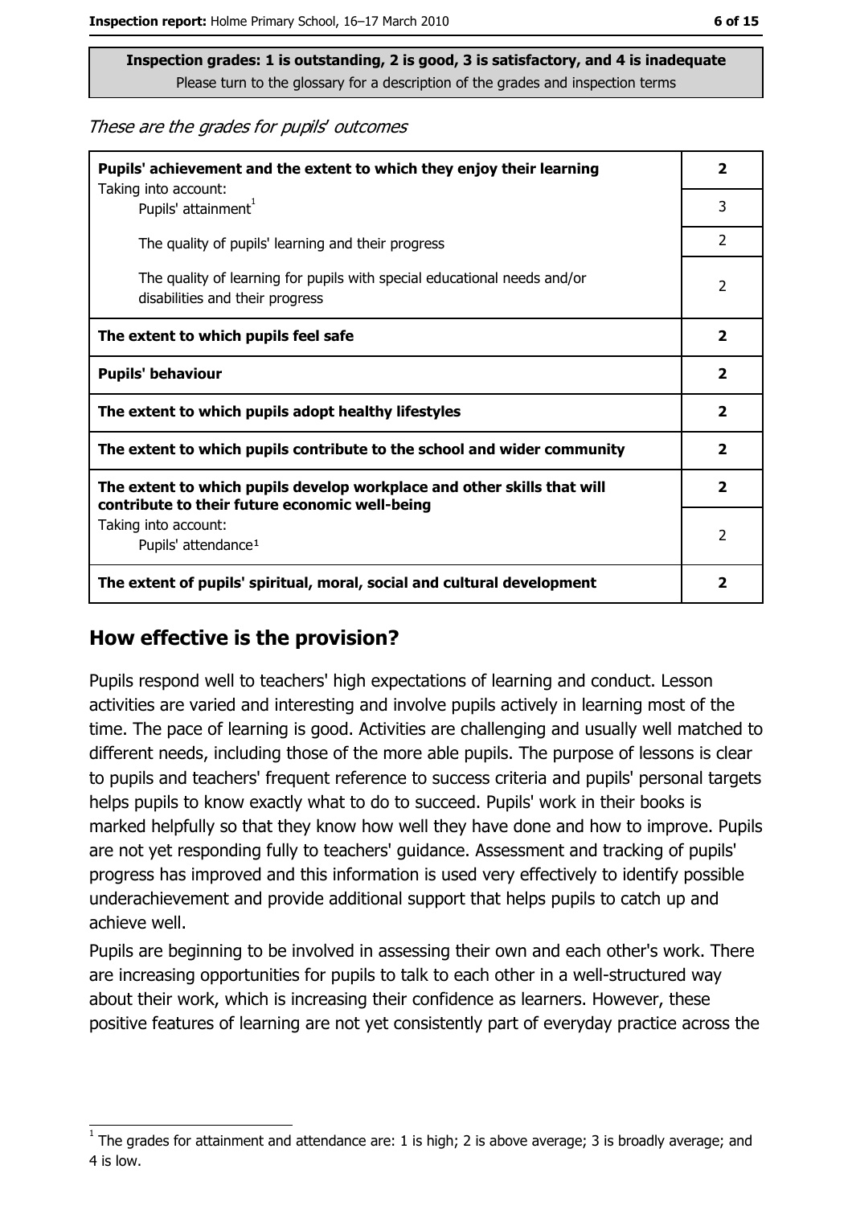**Inspection grades: 1 is outstanding, 2 is good, 3 is satisfactory, and 4 is inadequate**
Please turn to the glossary for a description of the grades and inspection terms

*These are the grades for pupils' outcomes*

| | |
|---|---|
| **Pupils' achievement and the extent to which they enjoy their learning** | **2** |
| Taking into account: Pupils' attainment[1] | 3 |
| The quality of pupils' learning and their progress | 2 |
| The quality of learning for pupils with special educational needs and/or disabilities and their progress | 2 |
| **The extent to which pupils feel safe** | **2** |
| **Pupils' behaviour** | **2** |
| **The extent to which pupils adopt healthy lifestyles** | **2** |
| **The extent to which pupils contribute to the school and wider community** | **2** |
| **The extent to which pupils develop workplace and other skills that will contribute to their future economic well-being** | **2** |
| Taking into account: Pupils' attendance[1] | 2 |
| **The extent of pupils' spiritual, moral, social and cultural development** | **2** |

## How effective is the provision?

Pupils respond well to teachers' high expectations of learning and conduct. Lesson activities are varied and interesting and involve pupils actively in learning most of the time. The pace of learning is good. Activities are challenging and usually well matched to different needs, including those of the more able pupils. The purpose of lessons is clear to pupils and teachers' frequent reference to success criteria and pupils' personal targets helps pupils to know exactly what to do to succeed. Pupils' work in their books is marked helpfully so that they know how well they have done and how to improve. Pupils are not yet responding fully to teachers' guidance. Assessment and tracking of pupils' progress has improved and this information is used very effectively to identify possible underachievement and provide additional support that helps pupils to catch up and achieve well.

Pupils are beginning to be involved in assessing their own and each other's work. There are increasing opportunities for pupils to talk to each other in a well-structured way about their work, which is increasing their confidence as learners. However, these positive features of learning are not yet consistently part of everyday practice across the

[1] The grades for attainment and attendance are: 1 is high; 2 is above average; 3 is broadly average; and 4 is low.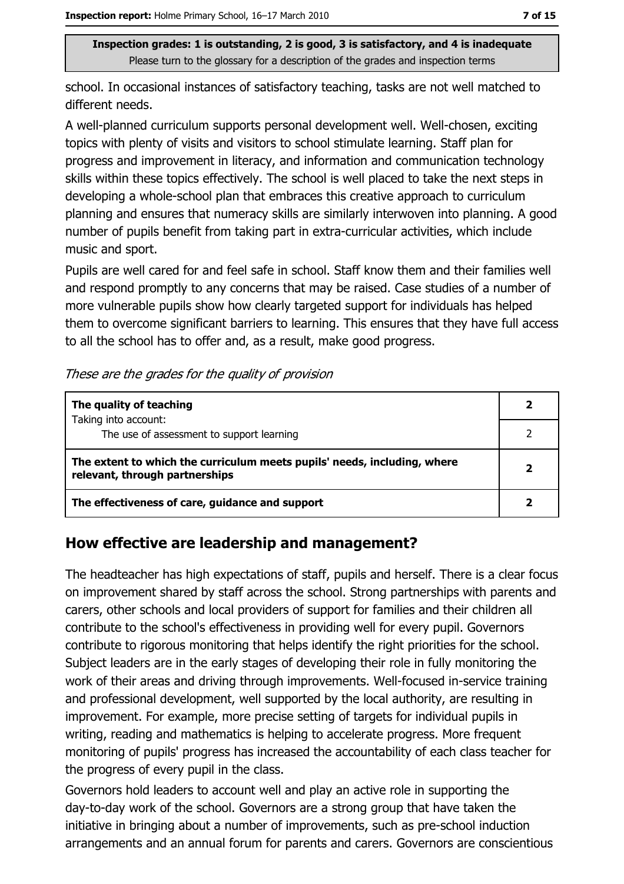Inspection grades: 1 is outstanding, 2 is good, 3 is satisfactory, and 4 is inadequate
Please turn to the glossary for a description of the grades and inspection terms

school. In occasional instances of satisfactory teaching, tasks are not well matched to different needs.

A well-planned curriculum supports personal development well. Well-chosen, exciting topics with plenty of visits and visitors to school stimulate learning. Staff plan for progress and improvement in literacy, and information and communication technology skills within these topics effectively. The school is well placed to take the next steps in developing a whole-school plan that embraces this creative approach to curriculum planning and ensures that numeracy skills are similarly interwoven into planning. A good number of pupils benefit from taking part in extra-curricular activities, which include music and sport.

Pupils are well cared for and feel safe in school. Staff know them and their families well and respond promptly to any concerns that may be raised. Case studies of a number of more vulnerable pupils show how clearly targeted support for individuals has helped them to overcome significant barriers to learning. This ensures that they have full access to all the school has to offer and, as a result, make good progress.

*These are the grades for the quality of provision*

| | |
|---|---|
| **The quality of teaching**<br>Taking into account: | **2** |
| The use of assessment to support learning | 2 |
| **The extent to which the curriculum meets pupils' needs, including, where relevant, through partnerships** | **2** |
| **The effectiveness of care, guidance and support** | **2** |

## How effective are leadership and management?

The headteacher has high expectations of staff, pupils and herself. There is a clear focus on improvement shared by staff across the school. Strong partnerships with parents and carers, other schools and local providers of support for families and their children all contribute to the school's effectiveness in providing well for every pupil. Governors contribute to rigorous monitoring that helps identify the right priorities for the school. Subject leaders are in the early stages of developing their role in fully monitoring the work of their areas and driving through improvements. Well-focused in-service training and professional development, well supported by the local authority, are resulting in improvement. For example, more precise setting of targets for individual pupils in writing, reading and mathematics is helping to accelerate progress. More frequent monitoring of pupils' progress has increased the accountability of each class teacher for the progress of every pupil in the class.

Governors hold leaders to account well and play an active role in supporting the day-to-day work of the school. Governors are a strong group that have taken the initiative in bringing about a number of improvements, such as pre-school induction arrangements and an annual forum for parents and carers. Governors are conscientious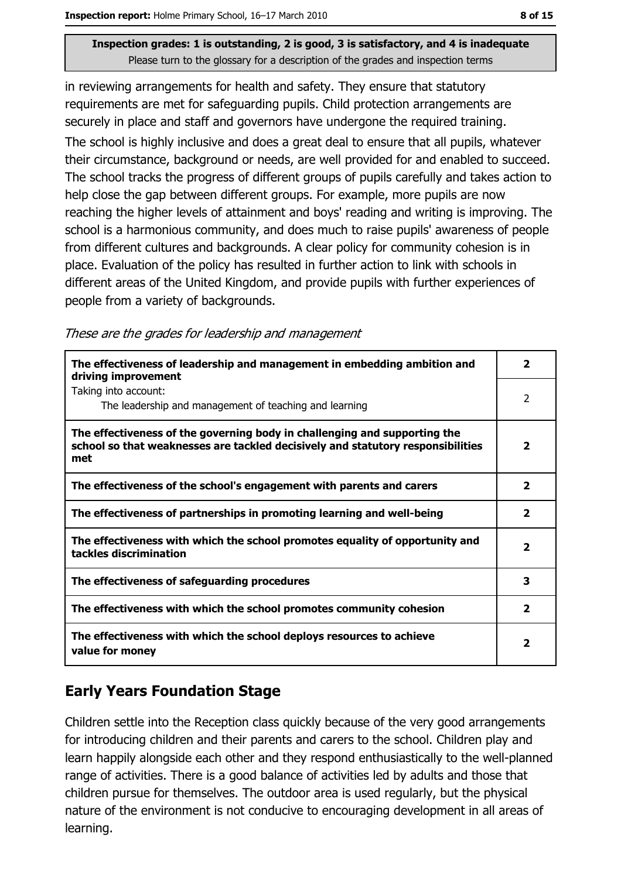in reviewing arrangements for health and safety. They ensure that statutory requirements are met for safeguarding pupils. Child protection arrangements are securely in place and staff and governors have undergone the required training.

The school is highly inclusive and does a great deal to ensure that all pupils, whatever their circumstance, background or needs, are well provided for and enabled to succeed. The school tracks the progress of different groups of pupils carefully and takes action to help close the gap between different groups. For example, more pupils are now reaching the higher levels of attainment and boys' reading and writing is improving. The school is a harmonious community, and does much to raise pupils' awareness of people from different cultures and backgrounds. A clear policy for community cohesion is in place. Evaluation of the policy has resulted in further action to link with schools in different areas of the United Kingdom, and provide pupils with further experiences of people from a variety of backgrounds.

*These are the grades for leadership and management*

| | |
|---|---|
| **The effectiveness of leadership and management in embedding ambition and driving improvement** | **2** |
| Taking into account: The leadership and management of teaching and learning | 2 |
| **The effectiveness of the governing body in challenging and supporting the school so that weaknesses are tackled decisively and statutory responsibilities met** | **2** |
| **The effectiveness of the school's engagement with parents and carers** | **2** |
| **The effectiveness of partnerships in promoting learning and well-being** | **2** |
| **The effectiveness with which the school promotes equality of opportunity and tackles discrimination** | **2** |
| **The effectiveness of safeguarding procedures** | **3** |
| **The effectiveness with which the school promotes community cohesion** | **2** |
| **The effectiveness with which the school deploys resources to achieve value for money** | **2** |

## Early Years Foundation Stage

Children settle into the Reception class quickly because of the very good arrangements for introducing children and their parents and carers to the school. Children play and learn happily alongside each other and they respond enthusiastically to the well-planned range of activities. There is a good balance of activities led by adults and those that children pursue for themselves. The outdoor area is used regularly, but the physical nature of the environment is not conducive to encouraging development in all areas of learning.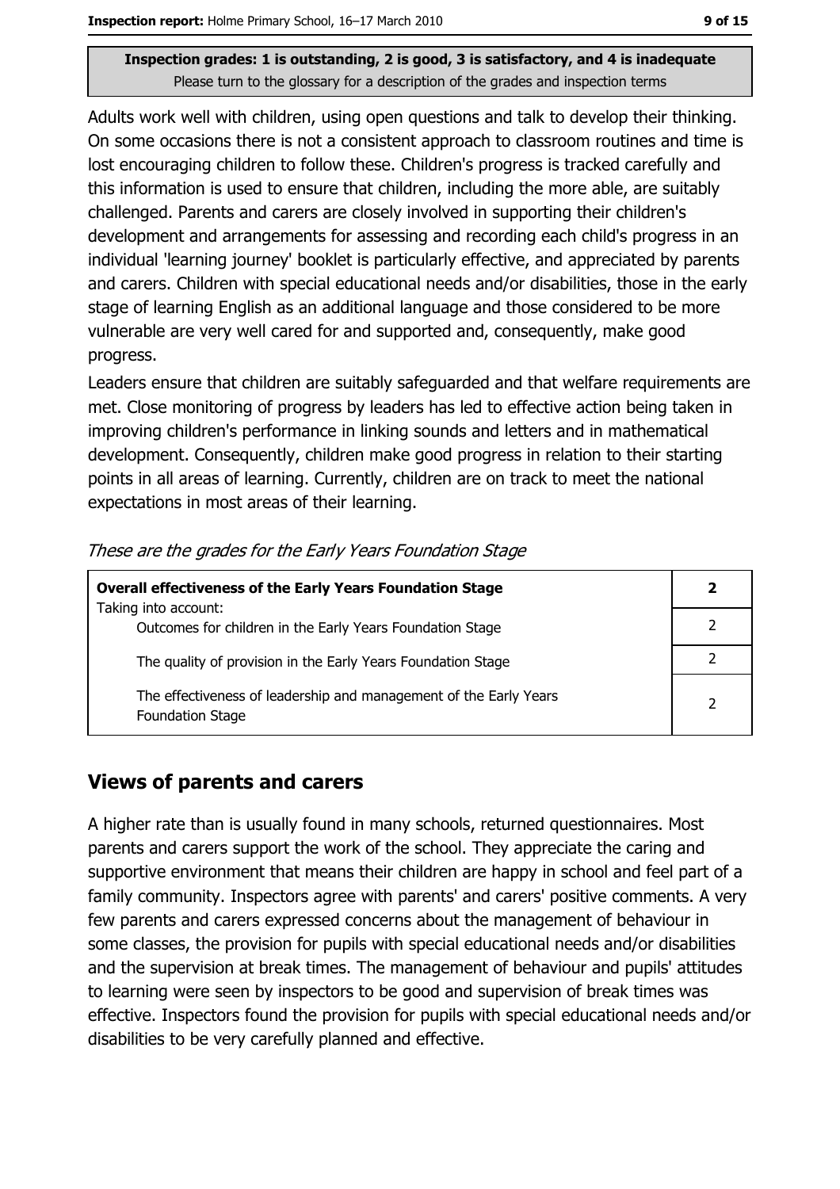Inspection grades: 1 is outstanding, 2 is good, 3 is satisfactory, and 4 is inadequate
Please turn to the glossary for a description of the grades and inspection terms

Adults work well with children, using open questions and talk to develop their thinking. On some occasions there is not a consistent approach to classroom routines and time is lost encouraging children to follow these. Children's progress is tracked carefully and this information is used to ensure that children, including the more able, are suitably challenged. Parents and carers are closely involved in supporting their children's development and arrangements for assessing and recording each child's progress in an individual 'learning journey' booklet is particularly effective, and appreciated by parents and carers. Children with special educational needs and/or disabilities, those in the early stage of learning English as an additional language and those considered to be more vulnerable are very well cared for and supported and, consequently, make good progress.

Leaders ensure that children are suitably safeguarded and that welfare requirements are met. Close monitoring of progress by leaders has led to effective action being taken in improving children's performance in linking sounds and letters and in mathematical development. Consequently, children make good progress in relation to their starting points in all areas of learning. Currently, children are on track to meet the national expectations in most areas of their learning.

*These are the grades for the Early Years Foundation Stage*

| **Overall effectiveness of the Early Years Foundation Stage** Taking into account: | **2** |
|---|---|
| Outcomes for children in the Early Years Foundation Stage | 2 |
| The quality of provision in the Early Years Foundation Stage | 2 |
| The effectiveness of leadership and management of the Early Years Foundation Stage | 2 |

## Views of parents and carers

A higher rate than is usually found in many schools, returned questionnaires. Most parents and carers support the work of the school. They appreciate the caring and supportive environment that means their children are happy in school and feel part of a family community. Inspectors agree with parents' and carers' positive comments. A very few parents and carers expressed concerns about the management of behaviour in some classes, the provision for pupils with special educational needs and/or disabilities and the supervision at break times. The management of behaviour and pupils' attitudes to learning were seen by inspectors to be good and supervision of break times was effective. Inspectors found the provision for pupils with special educational needs and/or disabilities to be very carefully planned and effective.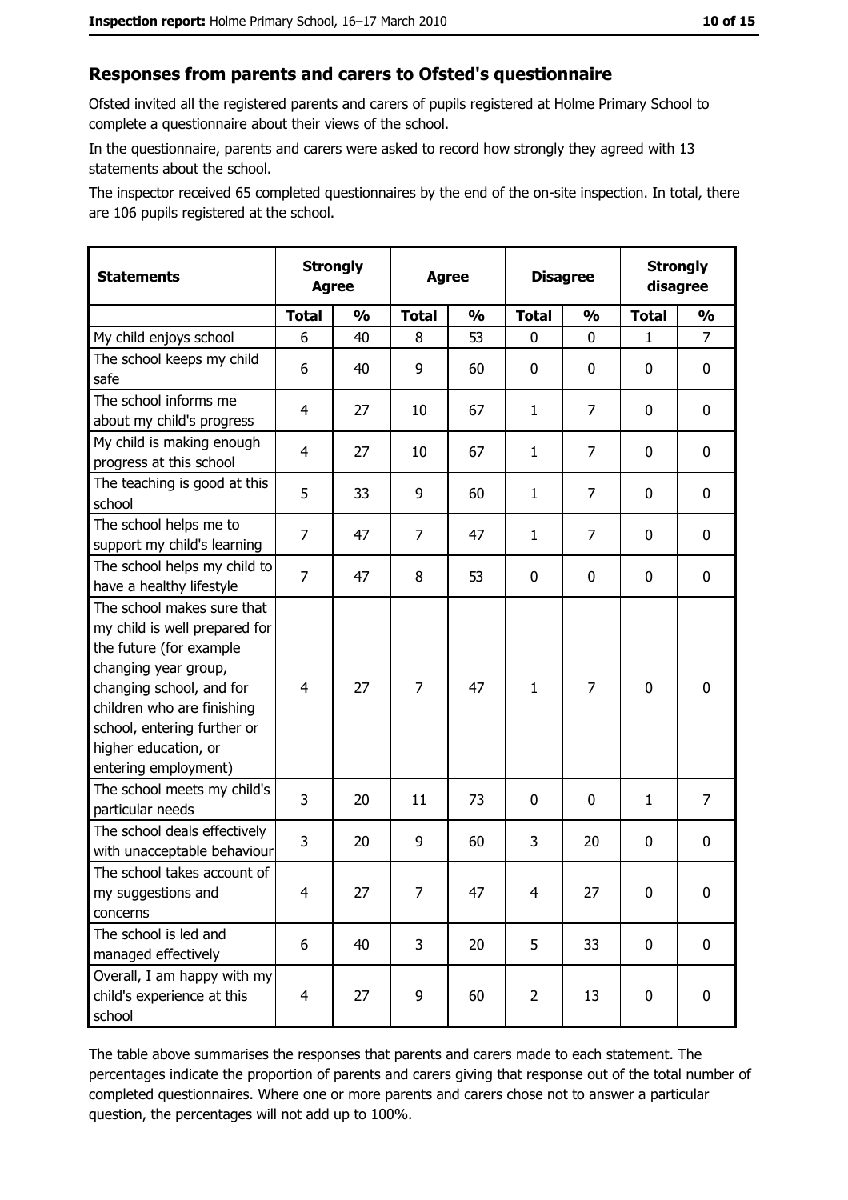## Responses from parents and carers to Ofsted's questionnaire

Ofsted invited all the registered parents and carers of pupils registered at Holme Primary School to complete a questionnaire about their views of the school.

In the questionnaire, parents and carers were asked to record how strongly they agreed with 13 statements about the school.

The inspector received 65 completed questionnaires by the end of the on-site inspection. In total, there are 106 pupils registered at the school.

| Statements | Strongly Agree | | Agree | | Disagree | | Strongly disagree | |
|---|---|---|---|---|---|---|---|---|
| | Total | % | Total | % | Total | % | Total | % |
| My child enjoys school | 6 | 40 | 8 | 53 | 0 | 0 | 1 | 7 |
| The school keeps my child safe | 6 | 40 | 9 | 60 | 0 | 0 | 0 | 0 |
| The school informs me about my child's progress | 4 | 27 | 10 | 67 | 1 | 7 | 0 | 0 |
| My child is making enough progress at this school | 4 | 27 | 10 | 67 | 1 | 7 | 0 | 0 |
| The teaching is good at this school | 5 | 33 | 9 | 60 | 1 | 7 | 0 | 0 |
| The school helps me to support my child's learning | 7 | 47 | 7 | 47 | 1 | 7 | 0 | 0 |
| The school helps my child to have a healthy lifestyle | 7 | 47 | 8 | 53 | 0 | 0 | 0 | 0 |
| The school makes sure that my child is well prepared for the future (for example changing year group, changing school, and for children who are finishing school, entering further or higher education, or entering employment) | 4 | 27 | 7 | 47 | 1 | 7 | 0 | 0 |
| The school meets my child's particular needs | 3 | 20 | 11 | 73 | 0 | 0 | 1 | 7 |
| The school deals effectively with unacceptable behaviour | 3 | 20 | 9 | 60 | 3 | 20 | 0 | 0 |
| The school takes account of my suggestions and concerns | 4 | 27 | 7 | 47 | 4 | 27 | 0 | 0 |
| The school is led and managed effectively | 6 | 40 | 3 | 20 | 5 | 33 | 0 | 0 |
| Overall, I am happy with my child's experience at this school | 4 | 27 | 9 | 60 | 2 | 13 | 0 | 0 |

The table above summarises the responses that parents and carers made to each statement. The percentages indicate the proportion of parents and carers giving that response out of the total number of completed questionnaires. Where one or more parents and carers chose not to answer a particular question, the percentages will not add up to 100%.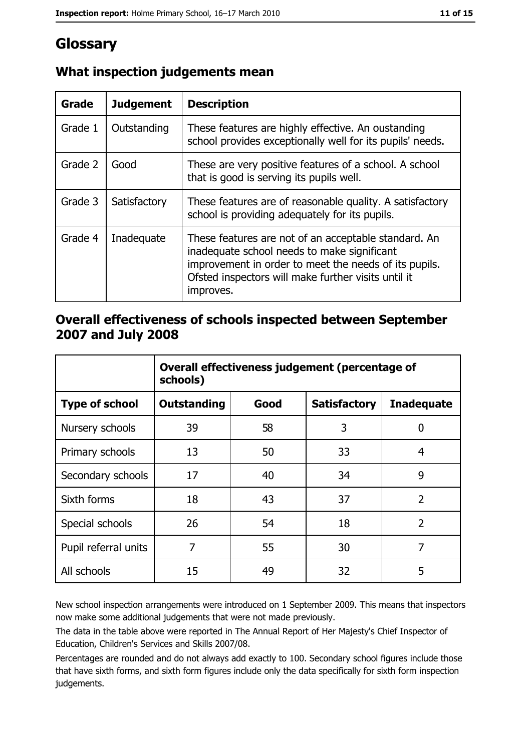# Glossary

## What inspection judgements mean

| Grade | Judgement | Description |
| --- | --- | --- |
| Grade 1 | Outstanding | These features are highly effective. An oustanding school provides exceptionally well for its pupils' needs. |
| Grade 2 | Good | These are very positive features of a school. A school that is good is serving its pupils well. |
| Grade 3 | Satisfactory | These features are of reasonable quality. A satisfactory school is providing adequately for its pupils. |
| Grade 4 | Inadequate | These features are not of an acceptable standard. An inadequate school needs to make significant improvement in order to meet the needs of its pupils. Ofsted inspectors will make further visits until it improves. |

## Overall effectiveness of schools inspected between September 2007 and July 2008

| | Overall effectiveness judgement (percentage of schools) | | | |
| --- | --- | --- | --- | --- |
| **Type of school** | **Outstanding** | **Good** | **Satisfactory** | **Inadequate** |
| Nursery schools | 39 | 58 | 3 | 0 |
| Primary schools | 13 | 50 | 33 | 4 |
| Secondary schools | 17 | 40 | 34 | 9 |
| Sixth forms | 18 | 43 | 37 | 2 |
| Special schools | 26 | 54 | 18 | 2 |
| Pupil referral units | 7 | 55 | 30 | 7 |
| All schools | 15 | 49 | 32 | 5 |

New school inspection arrangements were introduced on 1 September 2009. This means that inspectors now make some additional judgements that were not made previously.

The data in the table above were reported in The Annual Report of Her Majesty's Chief Inspector of Education, Children's Services and Skills 2007/08.

Percentages are rounded and do not always add exactly to 100. Secondary school figures include those that have sixth forms, and sixth form figures include only the data specifically for sixth form inspection judgements.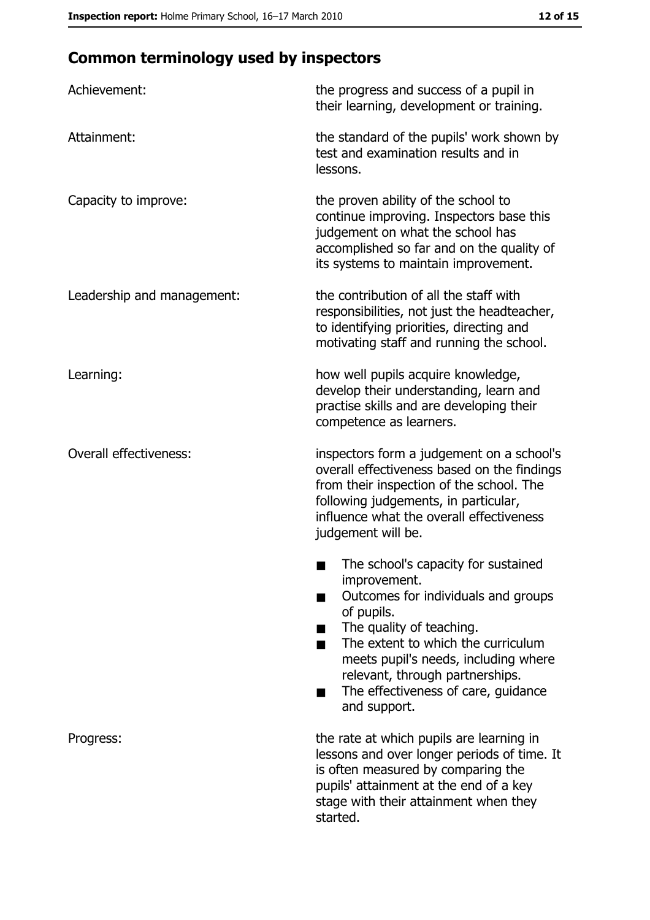## Common terminology used by inspectors

**Achievement:** the progress and success of a pupil in their learning, development or training.

**Attainment:** the standard of the pupils' work shown by test and examination results and in lessons.

**Capacity to improve:** the proven ability of the school to continue improving. Inspectors base this judgement on what the school has accomplished so far and on the quality of its systems to maintain improvement.

**Leadership and management:** the contribution of all the staff with responsibilities, not just the headteacher, to identifying priorities, directing and motivating staff and running the school.

**Learning:** how well pupils acquire knowledge, develop their understanding, learn and practise skills and are developing their competence as learners.

**Overall effectiveness:** inspectors form a judgement on a school's overall effectiveness based on the findings from their inspection of the school. The following judgements, in particular, influence what the overall effectiveness judgement will be.

- The school's capacity for sustained improvement.
- Outcomes for individuals and groups of pupils.
- The quality of teaching.
- The extent to which the curriculum meets pupil's needs, including where relevant, through partnerships.
- The effectiveness of care, guidance and support.

**Progress:** the rate at which pupils are learning in lessons and over longer periods of time. It is often measured by comparing the pupils' attainment at the end of a key stage with their attainment when they started.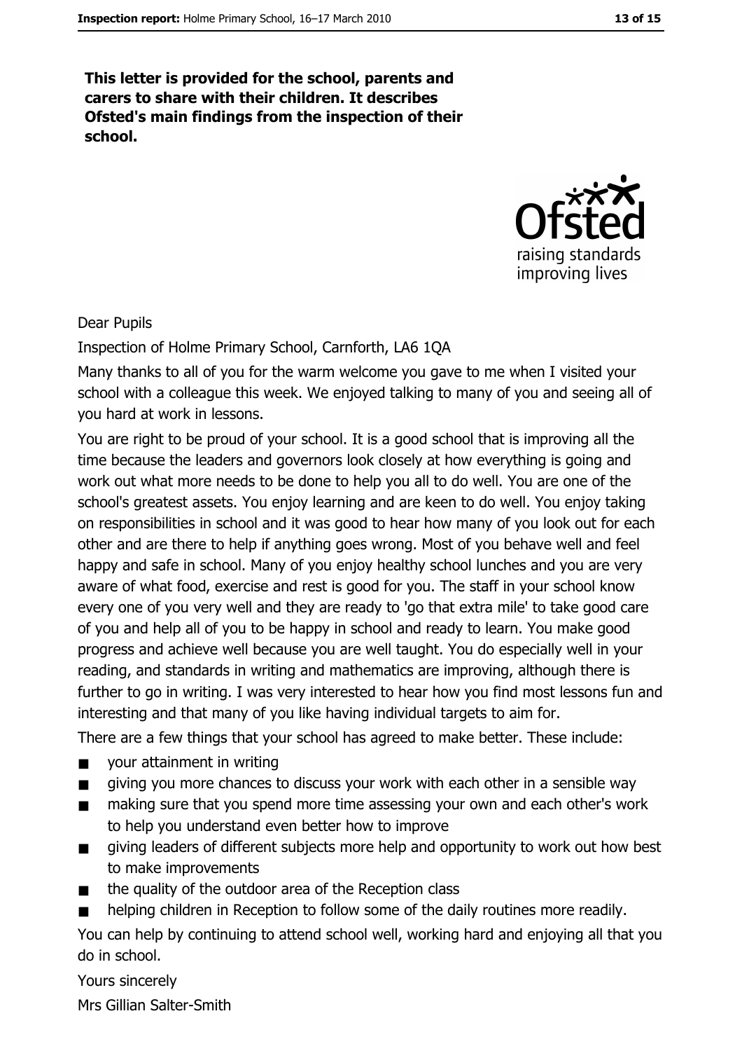**This letter is provided for the school, parents and carers to share with their children. It describes Ofsted's main findings from the inspection of their school.**

Dear Pupils

Inspection of Holme Primary School, Carnforth, LA6 1QA

Many thanks to all of you for the warm welcome you gave to me when I visited your school with a colleague this week. We enjoyed talking to many of you and seeing all of you hard at work in lessons.

You are right to be proud of your school. It is a good school that is improving all the time because the leaders and governors look closely at how everything is going and work out what more needs to be done to help you all to do well. You are one of the school's greatest assets. You enjoy learning and are keen to do well. You enjoy taking on responsibilities in school and it was good to hear how many of you look out for each other and are there to help if anything goes wrong. Most of you behave well and feel happy and safe in school. Many of you enjoy healthy school lunches and you are very aware of what food, exercise and rest is good for you. The staff in your school know every one of you very well and they are ready to 'go that extra mile' to take good care of you and help all of you to be happy in school and ready to learn. You make good progress and achieve well because you are well taught. You do especially well in your reading, and standards in writing and mathematics are improving, although there is further to go in writing. I was very interested to hear how you find most lessons fun and interesting and that many of you like having individual targets to aim for.

There are a few things that your school has agreed to make better. These include:

- your attainment in writing
- giving you more chances to discuss your work with each other in a sensible way
- making sure that you spend more time assessing your own and each other's work to help you understand even better how to improve
- giving leaders of different subjects more help and opportunity to work out how best to make improvements
- the quality of the outdoor area of the Reception class
- helping children in Reception to follow some of the daily routines more readily.

You can help by continuing to attend school well, working hard and enjoying all that you do in school.

Yours sincerely

Mrs Gillian Salter-Smith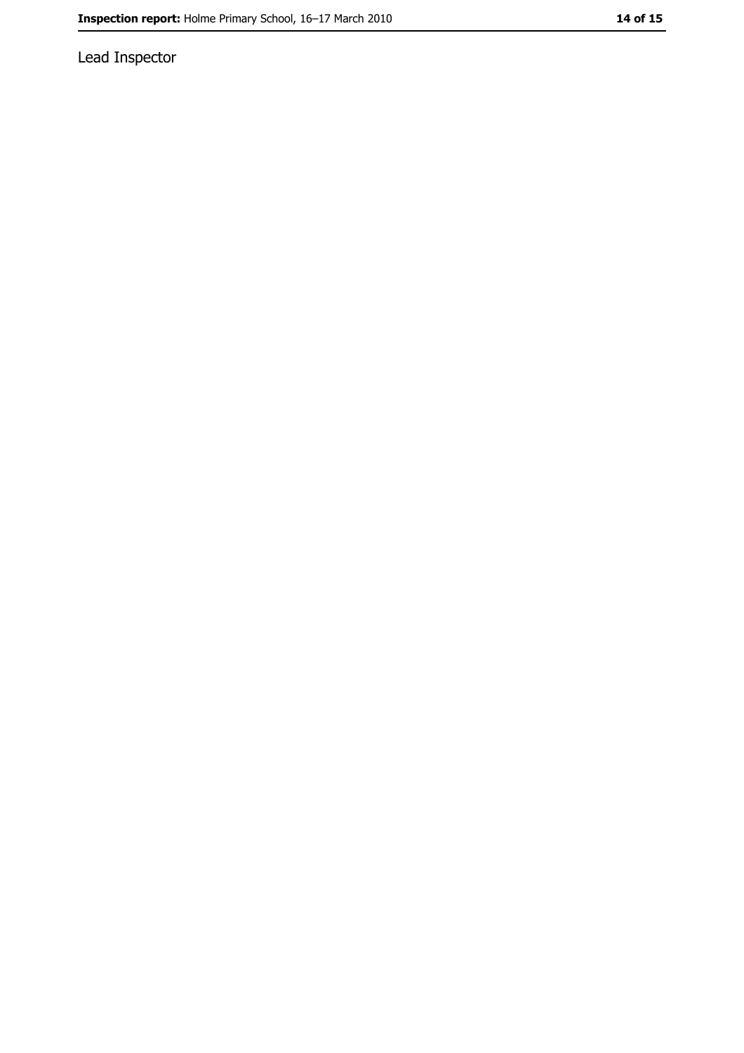Lead Inspector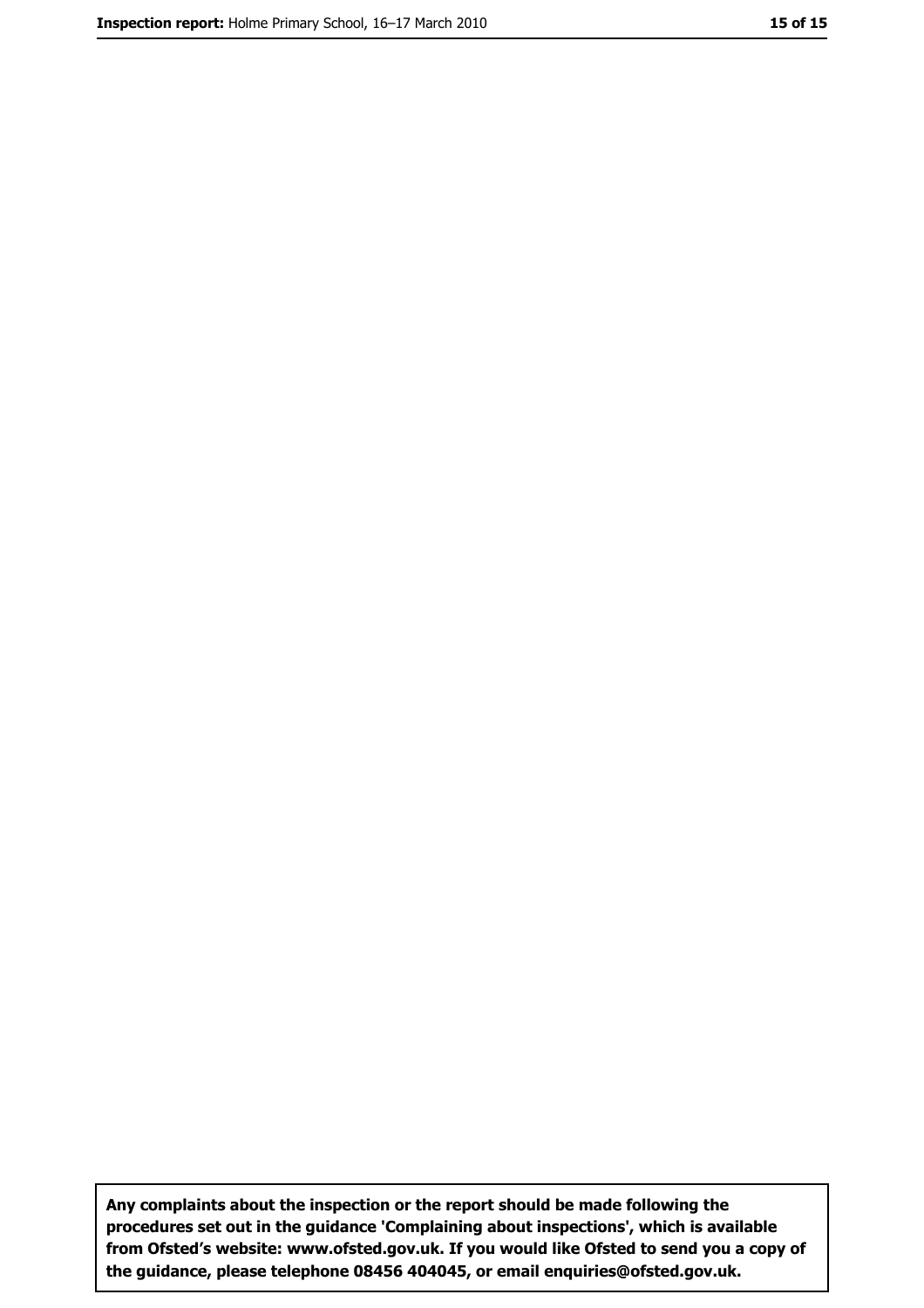**Any complaints about the inspection or the report should be made following the procedures set out in the guidance 'Complaining about inspections', which is available from Ofsted's website: www.ofsted.gov.uk. If you would like Ofsted to send you a copy of the guidance, please telephone 08456 404045, or email enquiries@ofsted.gov.uk.**